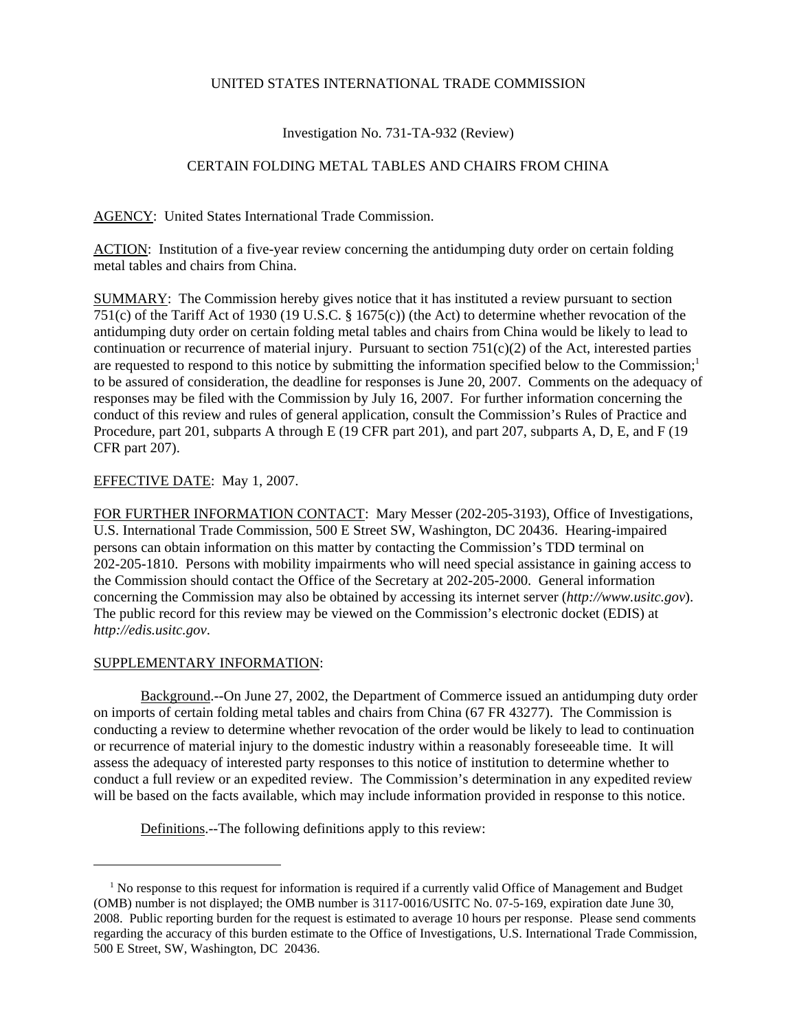UNITED STATES INTERNATIONAL TRADE COMMISSION

Investigation No. 731-TA-932 (Review)

CERTAIN FOLDING METAL TABLES AND CHAIRS FROM CHINA

AGENCY: United States International Trade Commission.

ACTION: Institution of a five-year review concerning the antidumping duty order on certain folding metal tables and chairs from China.

SUMMARY: The Commission hereby gives notice that it has instituted a review pursuant to section 751(c) of the Tariff Act of 1930 (19 U.S.C. § 1675(c)) (the Act) to determine whether revocation of the antidumping duty order on certain folding metal tables and chairs from China would be likely to lead to continuation or recurrence of material injury. Pursuant to section 751(c)(2) of the Act, interested parties are requested to respond to this notice by submitting the information specified below to the Commission;[1] to be assured of consideration, the deadline for responses is June 20, 2007. Comments on the adequacy of responses may be filed with the Commission by July 16, 2007. For further information concerning the conduct of this review and rules of general application, consult the Commission's Rules of Practice and Procedure, part 201, subparts A through E (19 CFR part 201), and part 207, subparts A, D, E, and F (19 CFR part 207).

EFFECTIVE DATE: May 1, 2007.

FOR FURTHER INFORMATION CONTACT: Mary Messer (202-205-3193), Office of Investigations, U.S. International Trade Commission, 500 E Street SW, Washington, DC 20436. Hearing-impaired persons can obtain information on this matter by contacting the Commission's TDD terminal on 202-205-1810. Persons with mobility impairments who will need special assistance in gaining access to the Commission should contact the Office of the Secretary at 202-205-2000. General information concerning the Commission may also be obtained by accessing its internet server (*http://www.usitc.gov*). The public record for this review may be viewed on the Commission's electronic docket (EDIS) at *http://edis.usitc.gov*.

SUPPLEMENTARY INFORMATION:

Background.--On June 27, 2002, the Department of Commerce issued an antidumping duty order on imports of certain folding metal tables and chairs from China (67 FR 43277). The Commission is conducting a review to determine whether revocation of the order would be likely to lead to continuation or recurrence of material injury to the domestic industry within a reasonably foreseeable time. It will assess the adequacy of interested party responses to this notice of institution to determine whether to conduct a full review or an expedited review. The Commission's determination in any expedited review will be based on the facts available, which may include information provided in response to this notice.

Definitions.--The following definitions apply to this review:

---

[1] No response to this request for information is required if a currently valid Office of Management and Budget (OMB) number is not displayed; the OMB number is 3117-0016/USITC No. 07-5-169, expiration date June 30, 2008. Public reporting burden for the request is estimated to average 10 hours per response. Please send comments regarding the accuracy of this burden estimate to the Office of Investigations, U.S. International Trade Commission, 500 E Street, SW, Washington, DC 20436.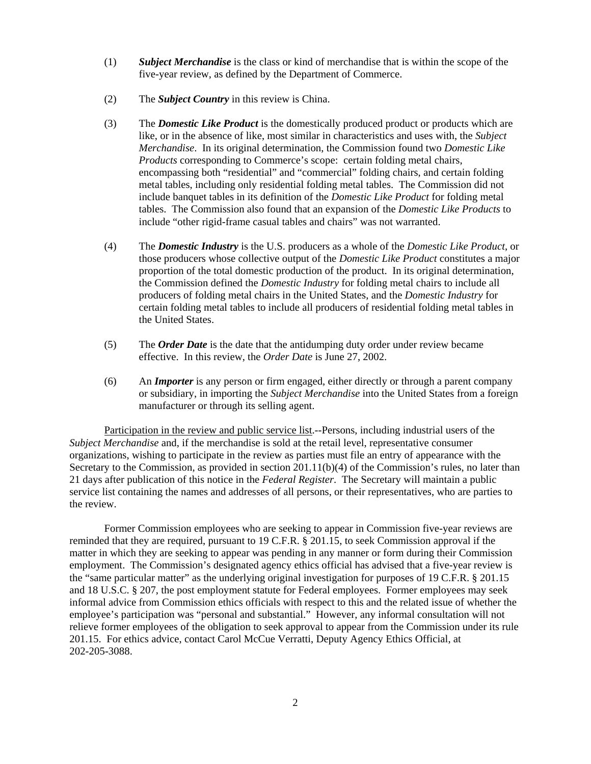(1) ***Subject Merchandise*** is the class or kind of merchandise that is within the scope of the five-year review, as defined by the Department of Commerce.

(2) The ***Subject Country*** in this review is China.

(3) The ***Domestic Like Product*** is the domestically produced product or products which are like, or in the absence of like, most similar in characteristics and uses with, the *Subject Merchandise*. In its original determination, the Commission found two *Domestic Like Products* corresponding to Commerce's scope: certain folding metal chairs, encompassing both "residential" and "commercial" folding chairs, and certain folding metal tables, including only residential folding metal tables. The Commission did not include banquet tables in its definition of the *Domestic Like Product* for folding metal tables. The Commission also found that an expansion of the *Domestic Like Products* to include "other rigid-frame casual tables and chairs" was not warranted.

(4) The ***Domestic Industry*** is the U.S. producers as a whole of the *Domestic Like Product*, or those producers whose collective output of the *Domestic Like Product* constitutes a major proportion of the total domestic production of the product. In its original determination, the Commission defined the *Domestic Industry* for folding metal chairs to include all producers of folding metal chairs in the United States, and the *Domestic Industry* for certain folding metal tables to include all producers of residential folding metal tables in the United States.

(5) The ***Order Date*** is the date that the antidumping duty order under review became effective. In this review, the *Order Date* is June 27, 2002.

(6) An ***Importer*** is any person or firm engaged, either directly or through a parent company or subsidiary, in importing the *Subject Merchandise* into the United States from a foreign manufacturer or through its selling agent.

Participation in the review and public service list.--Persons, including industrial users of the *Subject Merchandise* and, if the merchandise is sold at the retail level, representative consumer organizations, wishing to participate in the review as parties must file an entry of appearance with the Secretary to the Commission, as provided in section 201.11(b)(4) of the Commission's rules, no later than 21 days after publication of this notice in the *Federal Register*. The Secretary will maintain a public service list containing the names and addresses of all persons, or their representatives, who are parties to the review.

Former Commission employees who are seeking to appear in Commission five-year reviews are reminded that they are required, pursuant to 19 C.F.R. § 201.15, to seek Commission approval if the matter in which they are seeking to appear was pending in any manner or form during their Commission employment. The Commission's designated agency ethics official has advised that a five-year review is the "same particular matter" as the underlying original investigation for purposes of 19 C.F.R. § 201.15 and 18 U.S.C. § 207, the post employment statute for Federal employees. Former employees may seek informal advice from Commission ethics officials with respect to this and the related issue of whether the employee's participation was "personal and substantial." However, any informal consultation will not relieve former employees of the obligation to seek approval to appear from the Commission under its rule 201.15. For ethics advice, contact Carol McCue Verratti, Deputy Agency Ethics Official, at 202-205-3088.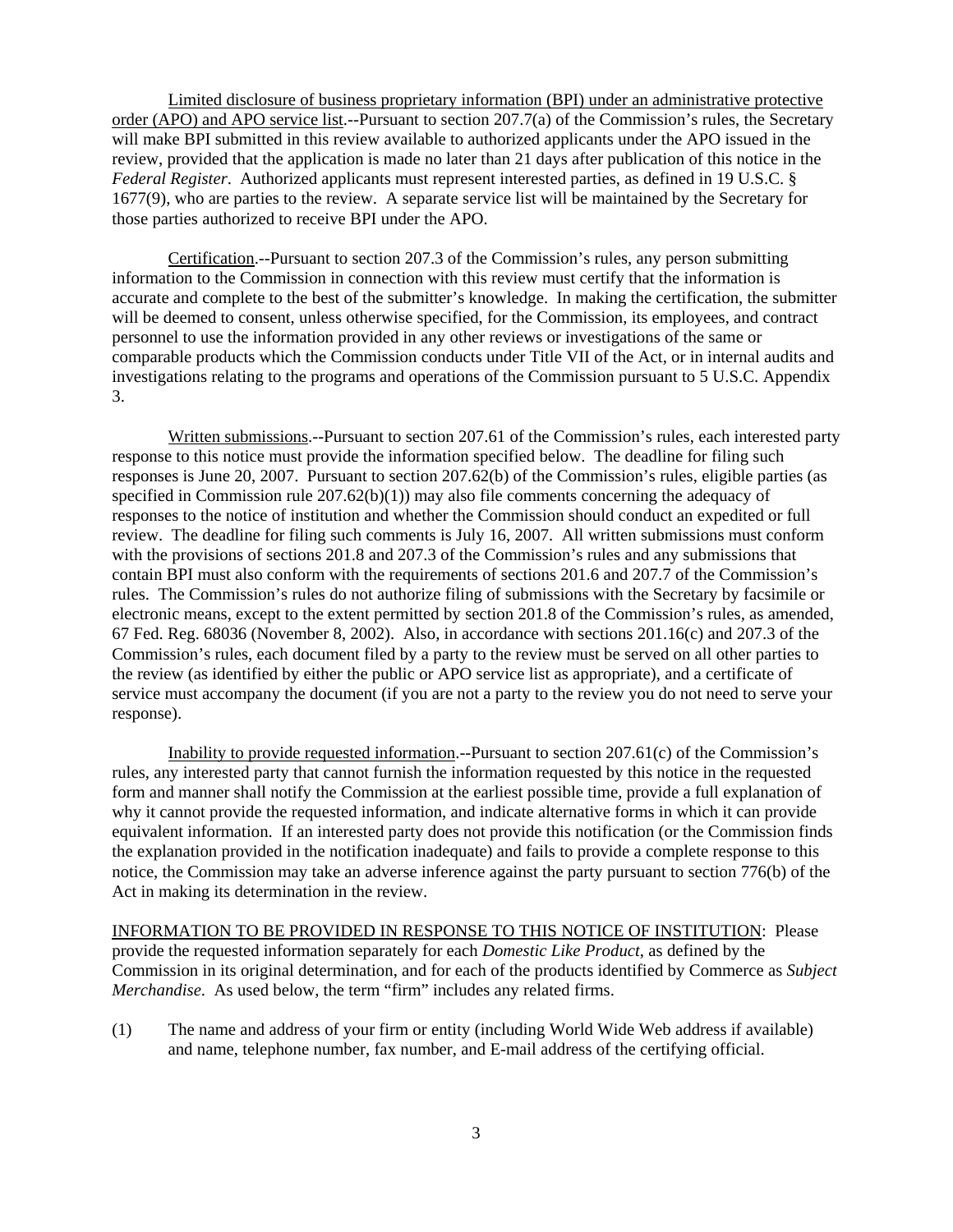Limited disclosure of business proprietary information (BPI) under an administrative protective order (APO) and APO service list.--Pursuant to section 207.7(a) of the Commission's rules, the Secretary will make BPI submitted in this review available to authorized applicants under the APO issued in the review, provided that the application is made no later than 21 days after publication of this notice in the *Federal Register*. Authorized applicants must represent interested parties, as defined in 19 U.S.C. § 1677(9), who are parties to the review. A separate service list will be maintained by the Secretary for those parties authorized to receive BPI under the APO.

Certification.--Pursuant to section 207.3 of the Commission's rules, any person submitting information to the Commission in connection with this review must certify that the information is accurate and complete to the best of the submitter's knowledge. In making the certification, the submitter will be deemed to consent, unless otherwise specified, for the Commission, its employees, and contract personnel to use the information provided in any other reviews or investigations of the same or comparable products which the Commission conducts under Title VII of the Act, or in internal audits and investigations relating to the programs and operations of the Commission pursuant to 5 U.S.C. Appendix 3.

Written submissions.--Pursuant to section 207.61 of the Commission's rules, each interested party response to this notice must provide the information specified below. The deadline for filing such responses is June 20, 2007. Pursuant to section 207.62(b) of the Commission's rules, eligible parties (as specified in Commission rule 207.62(b)(1)) may also file comments concerning the adequacy of responses to the notice of institution and whether the Commission should conduct an expedited or full review. The deadline for filing such comments is July 16, 2007. All written submissions must conform with the provisions of sections 201.8 and 207.3 of the Commission's rules and any submissions that contain BPI must also conform with the requirements of sections 201.6 and 207.7 of the Commission's rules. The Commission's rules do not authorize filing of submissions with the Secretary by facsimile or electronic means, except to the extent permitted by section 201.8 of the Commission's rules, as amended, 67 Fed. Reg. 68036 (November 8, 2002). Also, in accordance with sections 201.16(c) and 207.3 of the Commission's rules, each document filed by a party to the review must be served on all other parties to the review (as identified by either the public or APO service list as appropriate), and a certificate of service must accompany the document (if you are not a party to the review you do not need to serve your response).

Inability to provide requested information.--Pursuant to section 207.61(c) of the Commission's rules, any interested party that cannot furnish the information requested by this notice in the requested form and manner shall notify the Commission at the earliest possible time, provide a full explanation of why it cannot provide the requested information, and indicate alternative forms in which it can provide equivalent information. If an interested party does not provide this notification (or the Commission finds the explanation provided in the notification inadequate) and fails to provide a complete response to this notice, the Commission may take an adverse inference against the party pursuant to section 776(b) of the Act in making its determination in the review.

INFORMATION TO BE PROVIDED IN RESPONSE TO THIS NOTICE OF INSTITUTION: Please provide the requested information separately for each *Domestic Like Product*, as defined by the Commission in its original determination, and for each of the products identified by Commerce as *Subject Merchandise*. As used below, the term "firm" includes any related firms.

(1) The name and address of your firm or entity (including World Wide Web address if available) and name, telephone number, fax number, and E-mail address of the certifying official.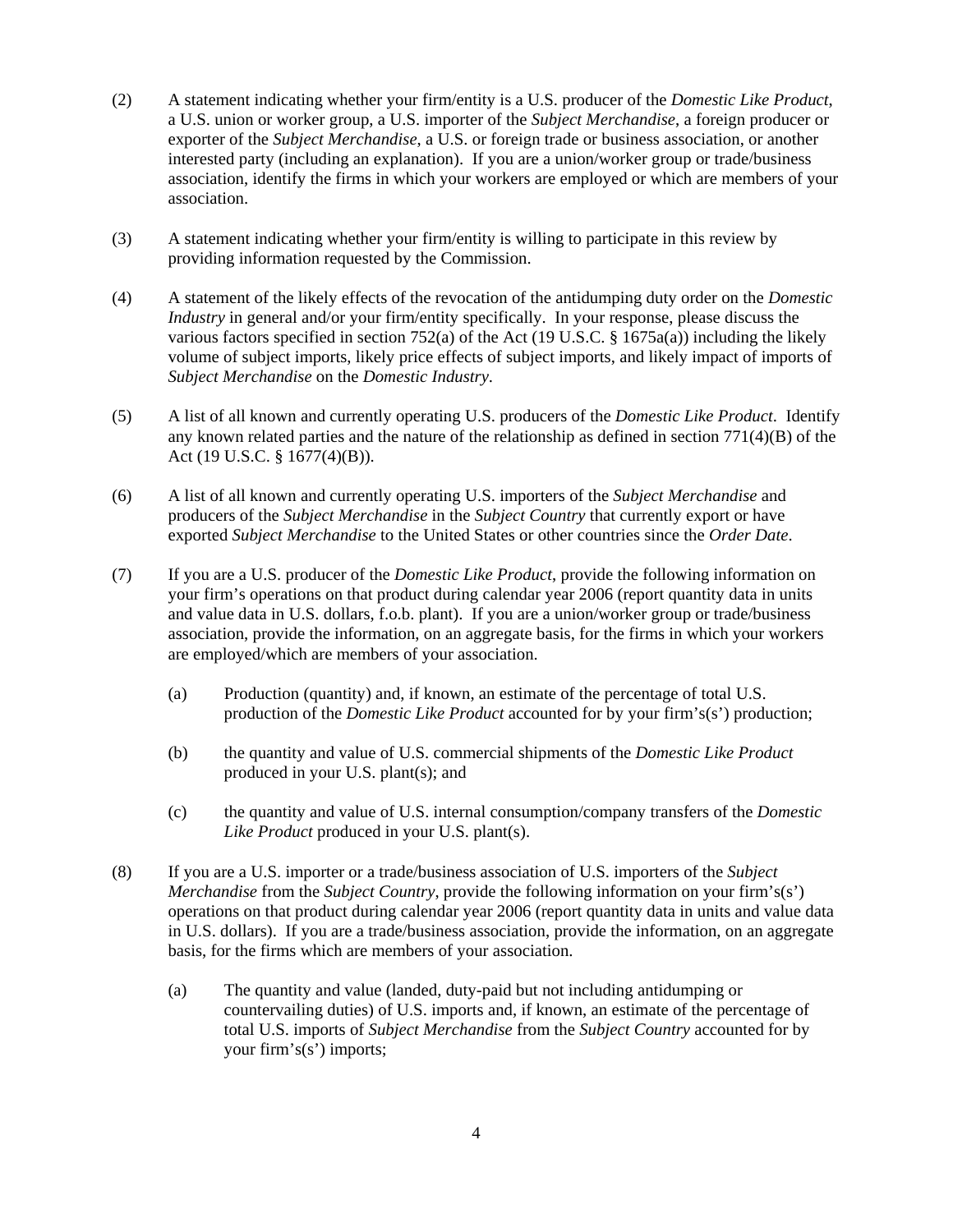(2) A statement indicating whether your firm/entity is a U.S. producer of the *Domestic Like Product*, a U.S. union or worker group, a U.S. importer of the *Subject Merchandise*, a foreign producer or exporter of the *Subject Merchandise*, a U.S. or foreign trade or business association, or another interested party (including an explanation). If you are a union/worker group or trade/business association, identify the firms in which your workers are employed or which are members of your association.

(3) A statement indicating whether your firm/entity is willing to participate in this review by providing information requested by the Commission.

(4) A statement of the likely effects of the revocation of the antidumping duty order on the *Domestic Industry* in general and/or your firm/entity specifically. In your response, please discuss the various factors specified in section 752(a) of the Act (19 U.S.C. § 1675a(a)) including the likely volume of subject imports, likely price effects of subject imports, and likely impact of imports of *Subject Merchandise* on the *Domestic Industry*.

(5) A list of all known and currently operating U.S. producers of the *Domestic Like Product*. Identify any known related parties and the nature of the relationship as defined in section 771(4)(B) of the Act (19 U.S.C. § 1677(4)(B)).

(6) A list of all known and currently operating U.S. importers of the *Subject Merchandise* and producers of the *Subject Merchandise* in the *Subject Country* that currently export or have exported *Subject Merchandise* to the United States or other countries since the *Order Date*.

(7) If you are a U.S. producer of the *Domestic Like Product*, provide the following information on your firm's operations on that product during calendar year 2006 (report quantity data in units and value data in U.S. dollars, f.o.b. plant). If you are a union/worker group or trade/business association, provide the information, on an aggregate basis, for the firms in which your workers are employed/which are members of your association.

   (a) Production (quantity) and, if known, an estimate of the percentage of total U.S. production of the *Domestic Like Product* accounted for by your firm's(s') production;

   (b) the quantity and value of U.S. commercial shipments of the *Domestic Like Product* produced in your U.S. plant(s); and

   (c) the quantity and value of U.S. internal consumption/company transfers of the *Domestic Like Product* produced in your U.S. plant(s).

(8) If you are a U.S. importer or a trade/business association of U.S. importers of the *Subject Merchandise* from the *Subject Country*, provide the following information on your firm's(s') operations on that product during calendar year 2006 (report quantity data in units and value data in U.S. dollars). If you are a trade/business association, provide the information, on an aggregate basis, for the firms which are members of your association.

   (a) The quantity and value (landed, duty-paid but not including antidumping or countervailing duties) of U.S. imports and, if known, an estimate of the percentage of total U.S. imports of *Subject Merchandise* from the *Subject Country* accounted for by your firm's(s') imports;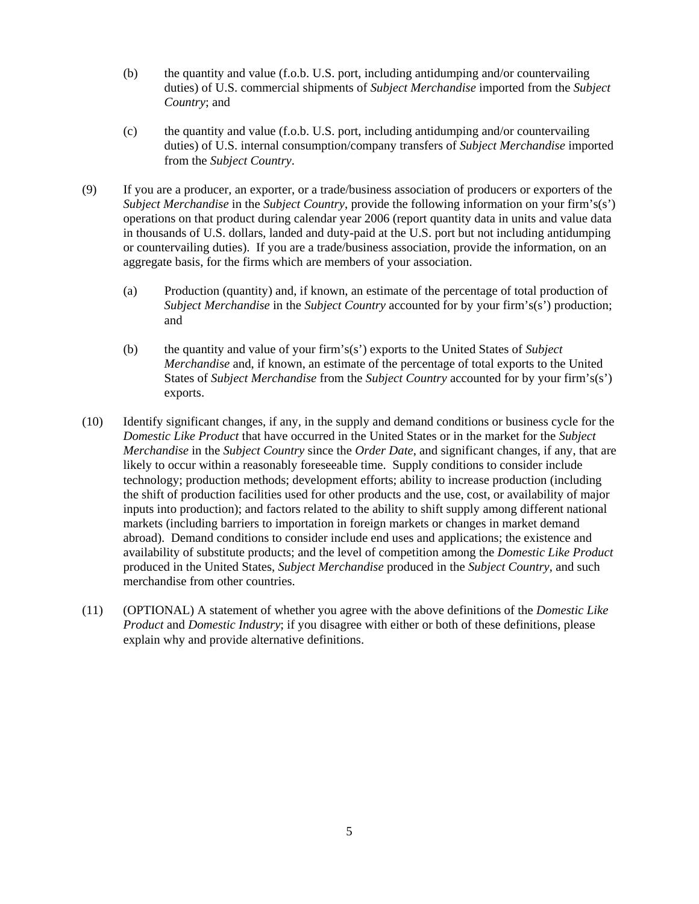(b) the quantity and value (f.o.b. U.S. port, including antidumping and/or countervailing duties) of U.S. commercial shipments of *Subject Merchandise* imported from the *Subject Country*; and

(c) the quantity and value (f.o.b. U.S. port, including antidumping and/or countervailing duties) of U.S. internal consumption/company transfers of *Subject Merchandise* imported from the *Subject Country*.

(9) If you are a producer, an exporter, or a trade/business association of producers or exporters of the *Subject Merchandise* in the *Subject Country*, provide the following information on your firm's(s') operations on that product during calendar year 2006 (report quantity data in units and value data in thousands of U.S. dollars, landed and duty-paid at the U.S. port but not including antidumping or countervailing duties). If you are a trade/business association, provide the information, on an aggregate basis, for the firms which are members of your association.

(a) Production (quantity) and, if known, an estimate of the percentage of total production of *Subject Merchandise* in the *Subject Country* accounted for by your firm's(s') production; and

(b) the quantity and value of your firm's(s') exports to the United States of *Subject Merchandise* and, if known, an estimate of the percentage of total exports to the United States of *Subject Merchandise* from the *Subject Country* accounted for by your firm's(s') exports.

(10) Identify significant changes, if any, in the supply and demand conditions or business cycle for the *Domestic Like Product* that have occurred in the United States or in the market for the *Subject Merchandise* in the *Subject Country* since the *Order Date*, and significant changes, if any, that are likely to occur within a reasonably foreseeable time. Supply conditions to consider include technology; production methods; development efforts; ability to increase production (including the shift of production facilities used for other products and the use, cost, or availability of major inputs into production); and factors related to the ability to shift supply among different national markets (including barriers to importation in foreign markets or changes in market demand abroad). Demand conditions to consider include end uses and applications; the existence and availability of substitute products; and the level of competition among the *Domestic Like Product* produced in the United States, *Subject Merchandise* produced in the *Subject Country*, and such merchandise from other countries.

(11) (OPTIONAL) A statement of whether you agree with the above definitions of the *Domestic Like Product* and *Domestic Industry*; if you disagree with either or both of these definitions, please explain why and provide alternative definitions.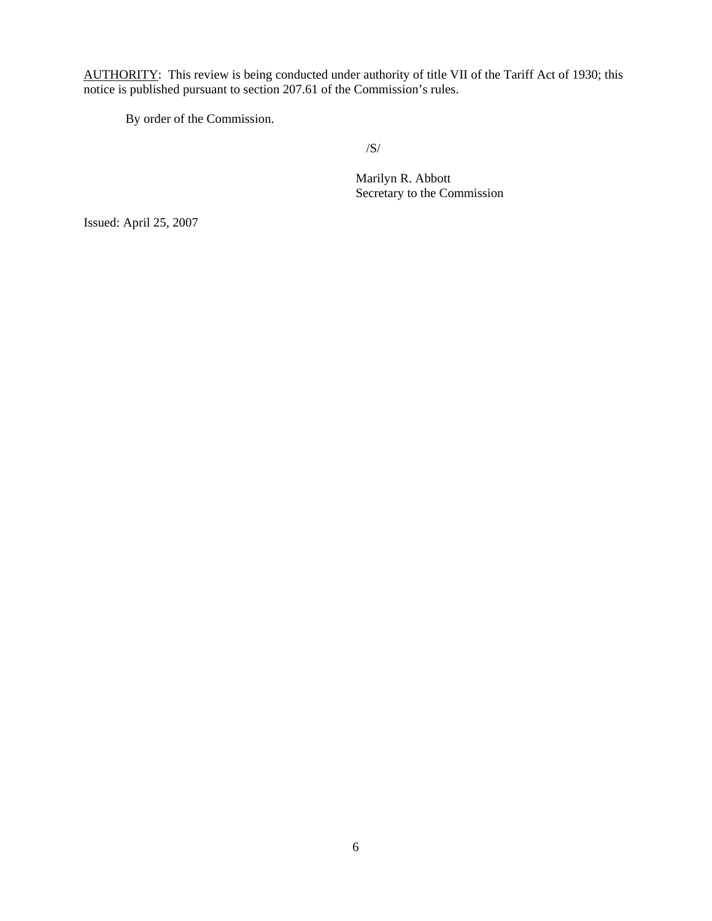AUTHORITY: This review is being conducted under authority of title VII of the Tariff Act of 1930; this notice is published pursuant to section 207.61 of the Commission's rules.

By order of the Commission.

/S/

Marilyn R. Abbott
Secretary to the Commission

Issued: April 25, 2007